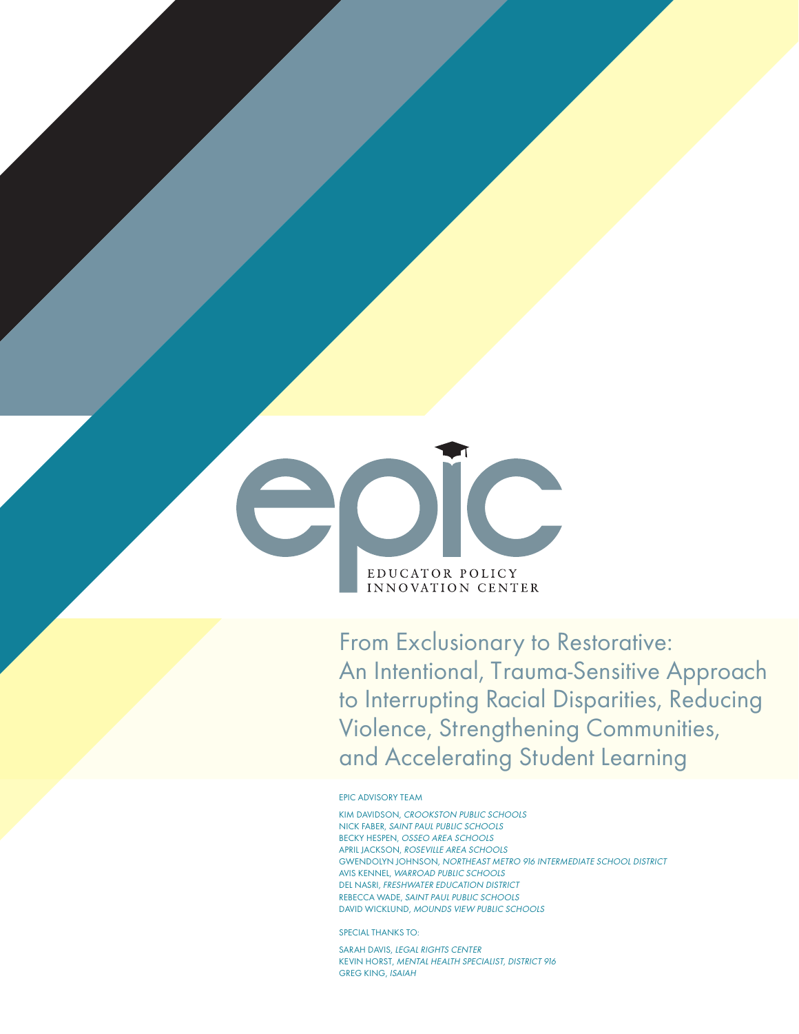EDUCATOR POLICY INNOVATION CENTER

# From Exclusionary to Restorative: An Intentional, Trauma-Sensitive Approach to Interrupting Racial Disparities, Reducing Violence, Strengthening Communities, and Accelerating Student Learning

EPIC ADVISORY TEAM

KIM DAVIDSON, *CROOKSTON PUBLIC SCHOOLS*
NICK FABER, *SAINT PAUL PUBLIC SCHOOLS*
BECKY HESPEN, *OSSEO AREA SCHOOLS*
APRIL JACKSON, *ROSEVILLE AREA SCHOOLS*
GWENDOLYN JOHNSON, *NORTHEAST METRO 916 INTERMEDIATE SCHOOL DISTRICT*
AVIS KENNEL, *WARROAD PUBLIC SCHOOLS*
DEL NASRI, *FRESHWATER EDUCATION DISTRICT*
REBECCA WADE, *SAINT PAUL PUBLIC SCHOOLS*
DAVID WICKLUND, *MOUNDS VIEW PUBLIC SCHOOLS*

SPECIAL THANKS TO:

SARAH DAVIS, *LEGAL RIGHTS CENTER*
KEVIN HORST, *MENTAL HEALTH SPECIALIST, DISTRICT 916*
GREG KING, *ISAIAH*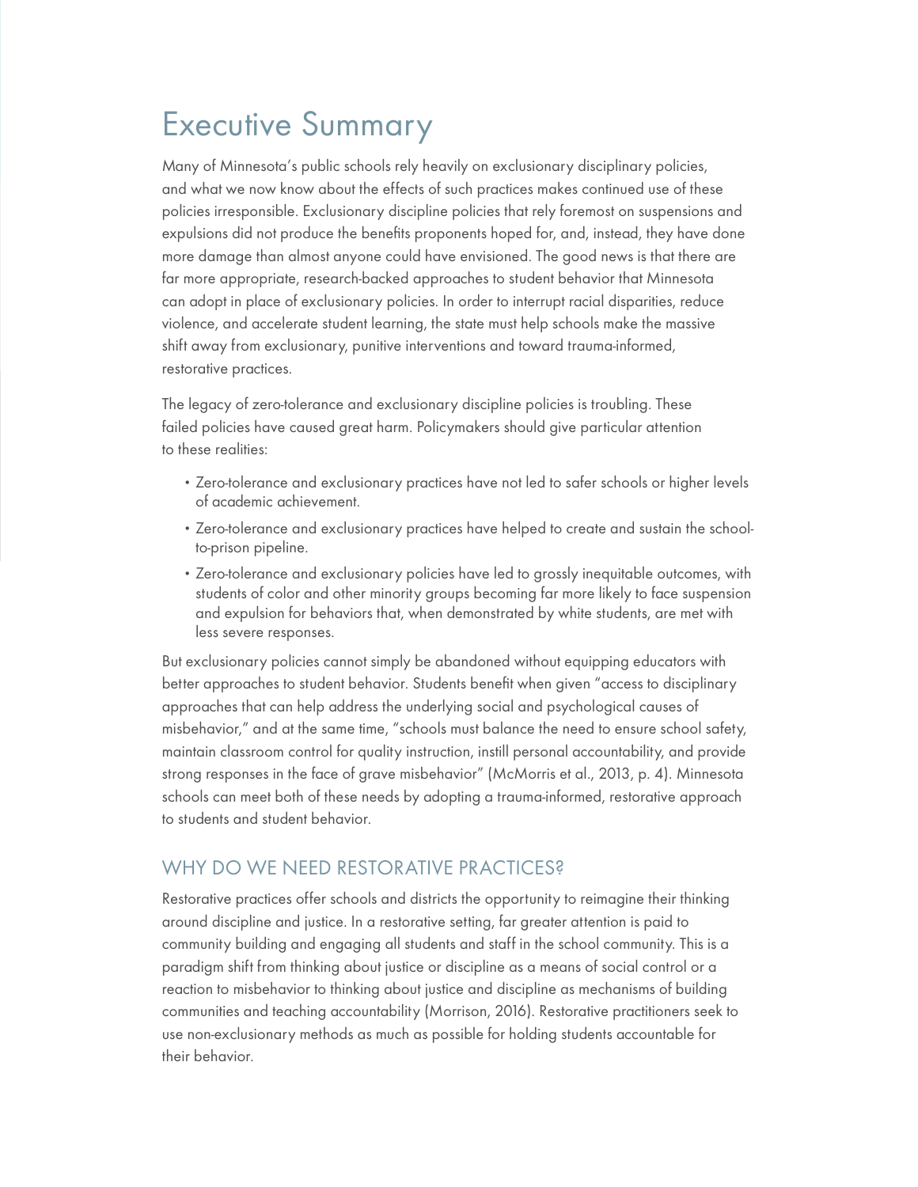# Executive Summary

Many of Minnesota's public schools rely heavily on exclusionary disciplinary policies, and what we now know about the effects of such practices makes continued use of these policies irresponsible. Exclusionary discipline policies that rely foremost on suspensions and expulsions did not produce the benefits proponents hoped for, and, instead, they have done more damage than almost anyone could have envisioned. The good news is that there are far more appropriate, research-backed approaches to student behavior that Minnesota can adopt in place of exclusionary policies. In order to interrupt racial disparities, reduce violence, and accelerate student learning, the state must help schools make the massive shift away from exclusionary, punitive interventions and toward trauma-informed, restorative practices.

The legacy of zero-tolerance and exclusionary discipline policies is troubling. These failed policies have caused great harm. Policymakers should give particular attention to these realities:

- Zero-tolerance and exclusionary practices have not led to safer schools or higher levels of academic achievement.
- Zero-tolerance and exclusionary practices have helped to create and sustain the school-to-prison pipeline.
- Zero-tolerance and exclusionary policies have led to grossly inequitable outcomes, with students of color and other minority groups becoming far more likely to face suspension and expulsion for behaviors that, when demonstrated by white students, are met with less severe responses.

But exclusionary policies cannot simply be abandoned without equipping educators with better approaches to student behavior. Students benefit when given "access to disciplinary approaches that can help address the underlying social and psychological causes of misbehavior," and at the same time, "schools must balance the need to ensure school safety, maintain classroom control for quality instruction, instill personal accountability, and provide strong responses in the face of grave misbehavior" (McMorris et al., 2013, p. 4). Minnesota schools can meet both of these needs by adopting a trauma-informed, restorative approach to students and student behavior.

## WHY DO WE NEED RESTORATIVE PRACTICES?

Restorative practices offer schools and districts the opportunity to reimagine their thinking around discipline and justice. In a restorative setting, far greater attention is paid to community building and engaging all students and staff in the school community. This is a paradigm shift from thinking about justice or discipline as a means of social control or a reaction to misbehavior to thinking about justice and discipline as mechanisms of building communities and teaching accountability (Morrison, 2016). Restorative practitioners seek to use non-exclusionary methods as much as possible for holding students accountable for their behavior.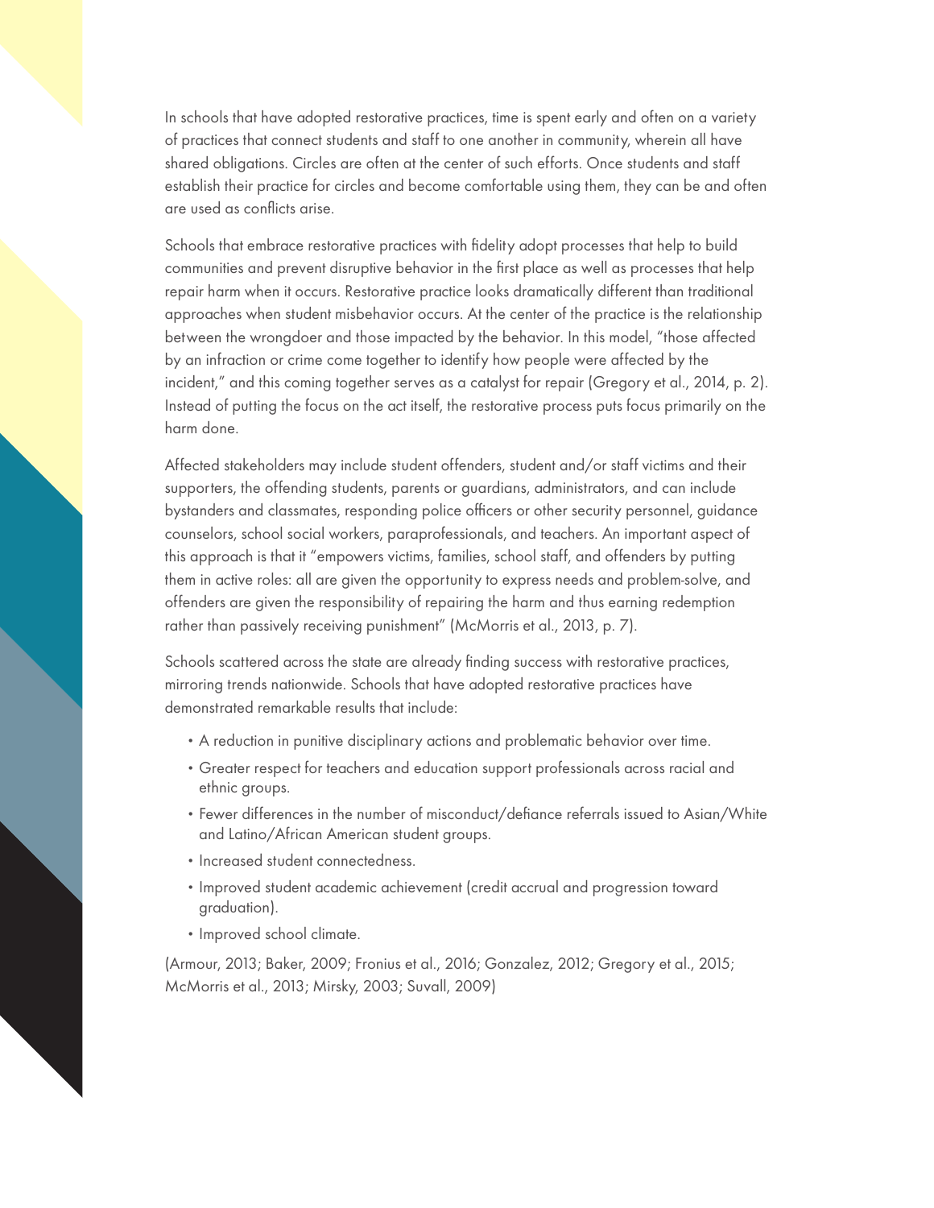In schools that have adopted restorative practices, time is spent early and often on a variety of practices that connect students and staff to one another in community, wherein all have shared obligations. Circles are often at the center of such efforts. Once students and staff establish their practice for circles and become comfortable using them, they can be and often are used as conflicts arise.

Schools that embrace restorative practices with fidelity adopt processes that help to build communities and prevent disruptive behavior in the first place as well as processes that help repair harm when it occurs. Restorative practice looks dramatically different than traditional approaches when student misbehavior occurs. At the center of the practice is the relationship between the wrongdoer and those impacted by the behavior. In this model, "those affected by an infraction or crime come together to identify how people were affected by the incident," and this coming together serves as a catalyst for repair (Gregory et al., 2014, p. 2). Instead of putting the focus on the act itself, the restorative process puts focus primarily on the harm done.

Affected stakeholders may include student offenders, student and/or staff victims and their supporters, the offending students, parents or guardians, administrators, and can include bystanders and classmates, responding police officers or other security personnel, guidance counselors, school social workers, paraprofessionals, and teachers. An important aspect of this approach is that it "empowers victims, families, school staff, and offenders by putting them in active roles: all are given the opportunity to express needs and problem-solve, and offenders are given the responsibility of repairing the harm and thus earning redemption rather than passively receiving punishment" (McMorris et al., 2013, p. 7).

Schools scattered across the state are already finding success with restorative practices, mirroring trends nationwide. Schools that have adopted restorative practices have demonstrated remarkable results that include:

- A reduction in punitive disciplinary actions and problematic behavior over time.
- Greater respect for teachers and education support professionals across racial and ethnic groups.
- Fewer differences in the number of misconduct/defiance referrals issued to Asian/White and Latino/African American student groups.
- Increased student connectedness.
- Improved student academic achievement (credit accrual and progression toward graduation).
- Improved school climate.

(Armour, 2013; Baker, 2009; Fronius et al., 2016; Gonzalez, 2012; Gregory et al., 2015; McMorris et al., 2013; Mirsky, 2003; Suvall, 2009)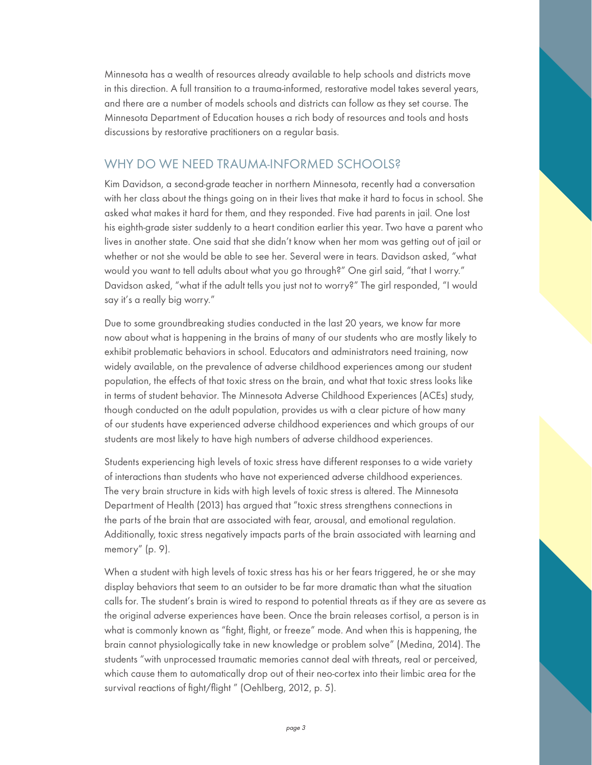Minnesota has a wealth of resources already available to help schools and districts move in this direction. A full transition to a trauma-informed, restorative model takes several years, and there are a number of models schools and districts can follow as they set course. The Minnesota Department of Education houses a rich body of resources and tools and hosts discussions by restorative practitioners on a regular basis.

## WHY DO WE NEED TRAUMA-INFORMED SCHOOLS?

Kim Davidson, a second-grade teacher in northern Minnesota, recently had a conversation with her class about the things going on in their lives that make it hard to focus in school. She asked what makes it hard for them, and they responded. Five had parents in jail. One lost his eighth-grade sister suddenly to a heart condition earlier this year. Two have a parent who lives in another state. One said that she didn't know when her mom was getting out of jail or whether or not she would be able to see her. Several were in tears. Davidson asked, "what would you want to tell adults about what you go through?" One girl said, "that I worry." Davidson asked, "what if the adult tells you just not to worry?" The girl responded, "I would say it's a really big worry."

Due to some groundbreaking studies conducted in the last 20 years, we know far more now about what is happening in the brains of many of our students who are mostly likely to exhibit problematic behaviors in school. Educators and administrators need training, now widely available, on the prevalence of adverse childhood experiences among our student population, the effects of that toxic stress on the brain, and what that toxic stress looks like in terms of student behavior. The Minnesota Adverse Childhood Experiences (ACEs) study, though conducted on the adult population, provides us with a clear picture of how many of our students have experienced adverse childhood experiences and which groups of our students are most likely to have high numbers of adverse childhood experiences.

Students experiencing high levels of toxic stress have different responses to a wide variety of interactions than students who have not experienced adverse childhood experiences. The very brain structure in kids with high levels of toxic stress is altered. The Minnesota Department of Health (2013) has argued that "toxic stress strengthens connections in the parts of the brain that are associated with fear, arousal, and emotional regulation. Additionally, toxic stress negatively impacts parts of the brain associated with learning and memory" (p. 9).

When a student with high levels of toxic stress has his or her fears triggered, he or she may display behaviors that seem to an outsider to be far more dramatic than what the situation calls for. The student's brain is wired to respond to potential threats as if they are as severe as the original adverse experiences have been. Once the brain releases cortisol, a person is in what is commonly known as "fight, flight, or freeze" mode. And when this is happening, the brain cannot physiologically take in new knowledge or problem solve" (Medina, 2014). The students "with unprocessed traumatic memories cannot deal with threats, real or perceived, which cause them to automatically drop out of their neo-cortex into their limbic area for the survival reactions of fight/flight " (Oehlberg, 2012, p. 5).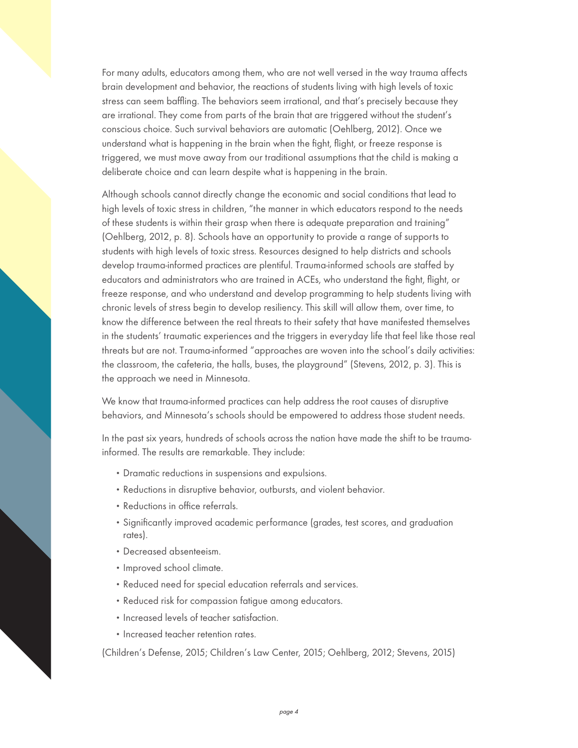For many adults, educators among them, who are not well versed in the way trauma affects brain development and behavior, the reactions of students living with high levels of toxic stress can seem baffling. The behaviors seem irrational, and that's precisely because they are irrational. They come from parts of the brain that are triggered without the student's conscious choice. Such survival behaviors are automatic (Oehlberg, 2012). Once we understand what is happening in the brain when the fight, flight, or freeze response is triggered, we must move away from our traditional assumptions that the child is making a deliberate choice and can learn despite what is happening in the brain.

Although schools cannot directly change the economic and social conditions that lead to high levels of toxic stress in children, "the manner in which educators respond to the needs of these students is within their grasp when there is adequate preparation and training" (Oehlberg, 2012, p. 8). Schools have an opportunity to provide a range of supports to students with high levels of toxic stress. Resources designed to help districts and schools develop trauma-informed practices are plentiful. Trauma-informed schools are staffed by educators and administrators who are trained in ACEs, who understand the fight, flight, or freeze response, and who understand and develop programming to help students living with chronic levels of stress begin to develop resiliency. This skill will allow them, over time, to know the difference between the real threats to their safety that have manifested themselves in the students' traumatic experiences and the triggers in everyday life that feel like those real threats but are not. Trauma-informed "approaches are woven into the school's daily activities: the classroom, the cafeteria, the halls, buses, the playground" (Stevens, 2012, p. 3). This is the approach we need in Minnesota.

We know that trauma-informed practices can help address the root causes of disruptive behaviors, and Minnesota's schools should be empowered to address those student needs.

In the past six years, hundreds of schools across the nation have made the shift to be trauma-informed. The results are remarkable. They include:

- Dramatic reductions in suspensions and expulsions.
- Reductions in disruptive behavior, outbursts, and violent behavior.
- Reductions in office referrals.
- Significantly improved academic performance (grades, test scores, and graduation rates).
- Decreased absenteeism.
- Improved school climate.
- Reduced need for special education referrals and services.
- Reduced risk for compassion fatigue among educators.
- Increased levels of teacher satisfaction.
- Increased teacher retention rates.

(Children's Defense, 2015; Children's Law Center, 2015; Oehlberg, 2012; Stevens, 2015)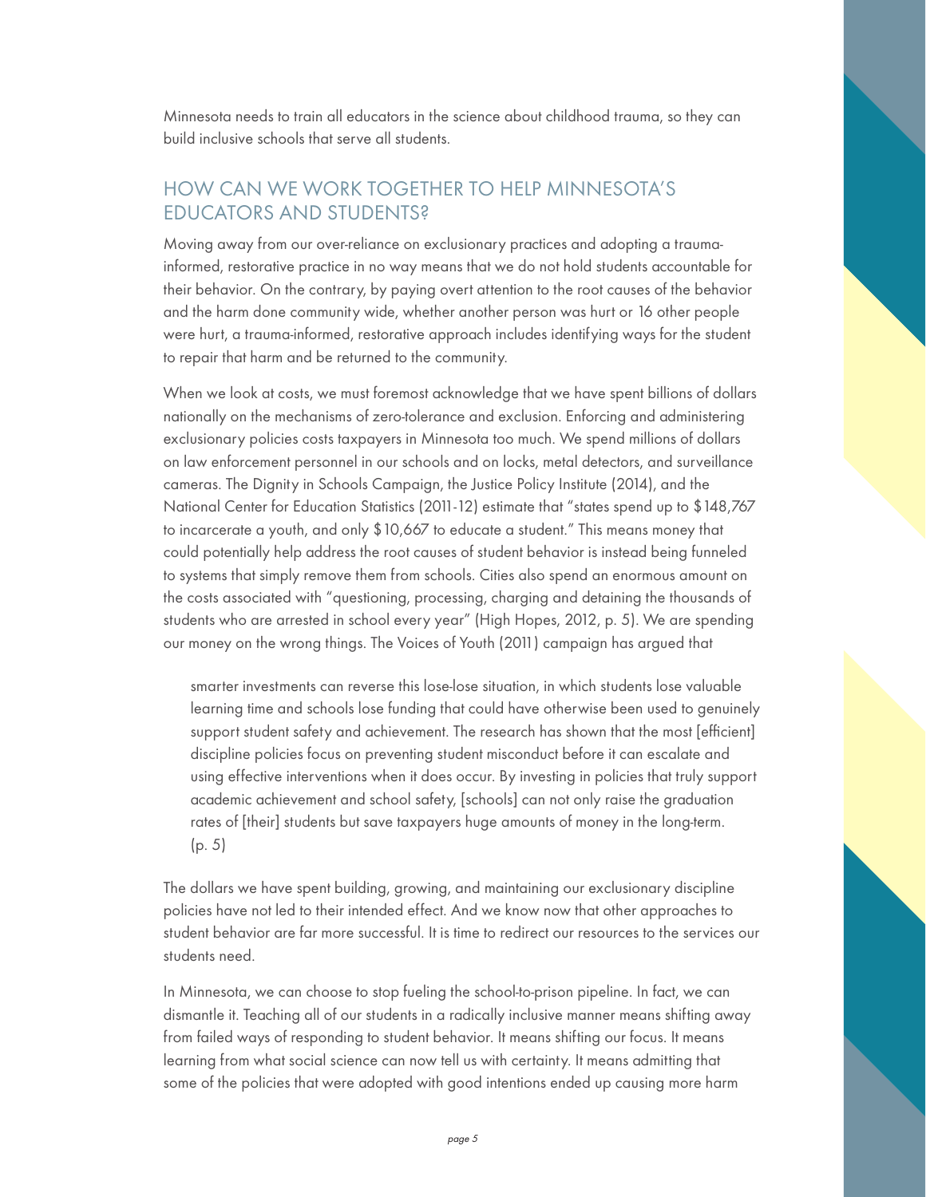Minnesota needs to train all educators in the science about childhood trauma, so they can build inclusive schools that serve all students.

## HOW CAN WE WORK TOGETHER TO HELP MINNESOTA'S EDUCATORS AND STUDENTS?

Moving away from our over-reliance on exclusionary practices and adopting a trauma-informed, restorative practice in no way means that we do not hold students accountable for their behavior. On the contrary, by paying overt attention to the root causes of the behavior and the harm done community wide, whether another person was hurt or 16 other people were hurt, a trauma-informed, restorative approach includes identifying ways for the student to repair that harm and be returned to the community.

When we look at costs, we must foremost acknowledge that we have spent billions of dollars nationally on the mechanisms of zero-tolerance and exclusion. Enforcing and administering exclusionary policies costs taxpayers in Minnesota too much. We spend millions of dollars on law enforcement personnel in our schools and on locks, metal detectors, and surveillance cameras. The Dignity in Schools Campaign, the Justice Policy Institute (2014), and the National Center for Education Statistics (2011-12) estimate that "states spend up to $148,767 to incarcerate a youth, and only $10,667 to educate a student." This means money that could potentially help address the root causes of student behavior is instead being funneled to systems that simply remove them from schools. Cities also spend an enormous amount on the costs associated with "questioning, processing, charging and detaining the thousands of students who are arrested in school every year" (High Hopes, 2012, p. 5). We are spending our money on the wrong things. The Voices of Youth (2011) campaign has argued that

> smarter investments can reverse this lose-lose situation, in which students lose valuable learning time and schools lose funding that could have otherwise been used to genuinely support student safety and achievement. The research has shown that the most [efficient] discipline policies focus on preventing student misconduct before it can escalate and using effective interventions when it does occur. By investing in policies that truly support academic achievement and school safety, [schools] can not only raise the graduation rates of [their] students but save taxpayers huge amounts of money in the long-term. (p. 5)

The dollars we have spent building, growing, and maintaining our exclusionary discipline policies have not led to their intended effect. And we know now that other approaches to student behavior are far more successful. It is time to redirect our resources to the services our students need.

In Minnesota, we can choose to stop fueling the school-to-prison pipeline. In fact, we can dismantle it. Teaching all of our students in a radically inclusive manner means shifting away from failed ways of responding to student behavior. It means shifting our focus. It means learning from what social science can now tell us with certainty. It means admitting that some of the policies that were adopted with good intentions ended up causing more harm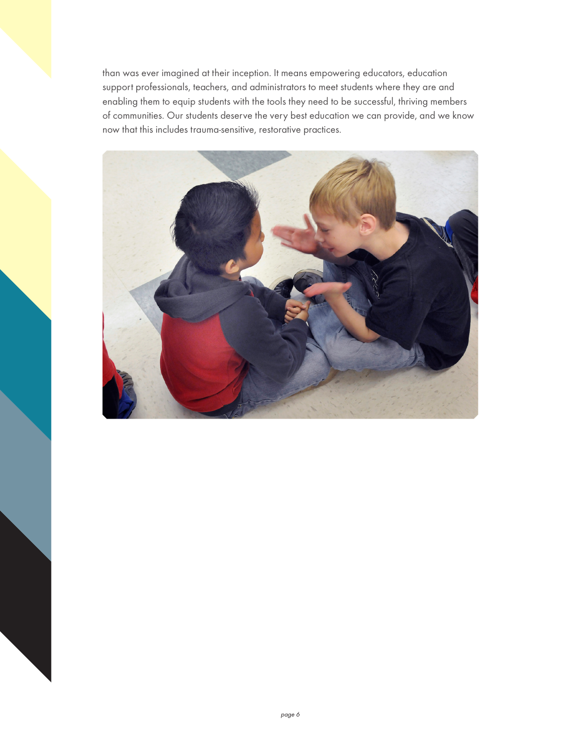than was ever imagined at their inception. It means empowering educators, education support professionals, teachers, and administrators to meet students where they are and enabling them to equip students with the tools they need to be successful, thriving members of communities. Our students deserve the very best education we can provide, and we know now that this includes trauma-sensitive, restorative practices.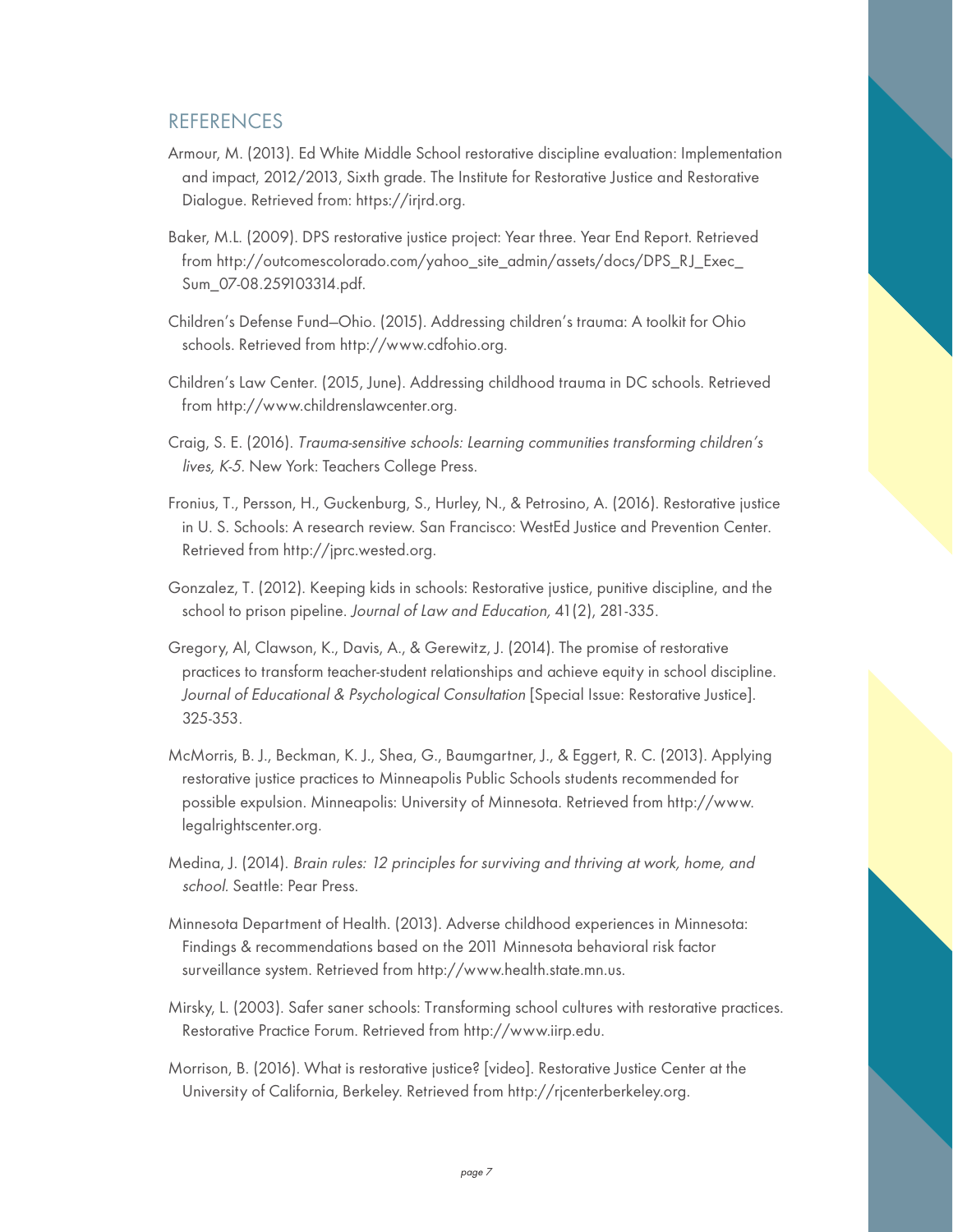## REFERENCES

Armour, M. (2013). Ed White Middle School restorative discipline evaluation: Implementation and impact, 2012/2013, Sixth grade. The Institute for Restorative Justice and Restorative Dialogue. Retrieved from: https://irjrd.org.

Baker, M.L. (2009). DPS restorative justice project: Year three. Year End Report. Retrieved from http://outcomescolorado.com/yahoo_site_admin/assets/docs/DPS_RJ_Exec_Sum_07-08.259103314.pdf.

Children's Defense Fund—Ohio. (2015). Addressing children's trauma: A toolkit for Ohio schools. Retrieved from http://www.cdfohio.org.

Children's Law Center. (2015, June). Addressing childhood trauma in DC schools. Retrieved from http://www.childrenslawcenter.org.

Craig, S. E. (2016). *Trauma-sensitive schools: Learning communities transforming children's lives, K-5.* New York: Teachers College Press.

Fronius, T., Persson, H., Guckenburg, S., Hurley, N., & Petrosino, A. (2016). Restorative justice in U. S. Schools: A research review. San Francisco: WestEd Justice and Prevention Center. Retrieved from http://jprc.wested.org.

Gonzalez, T. (2012). Keeping kids in schools: Restorative justice, punitive discipline, and the school to prison pipeline. *Journal of Law and Education,* 41(2), 281-335.

Gregory, Al, Clawson, K., Davis, A., & Gerewitz, J. (2014). The promise of restorative practices to transform teacher-student relationships and achieve equity in school discipline. *Journal of Educational & Psychological Consultation* [Special Issue: Restorative Justice]. 325-353.

McMorris, B. J., Beckman, K. J., Shea, G., Baumgartner, J., & Eggert, R. C. (2013). Applying restorative justice practices to Minneapolis Public Schools students recommended for possible expulsion. Minneapolis: University of Minnesota. Retrieved from http://www.legalrightscenter.org.

Medina, J. (2014). *Brain rules: 12 principles for surviving and thriving at work, home, and school.* Seattle: Pear Press.

Minnesota Department of Health. (2013). Adverse childhood experiences in Minnesota: Findings & recommendations based on the 2011 Minnesota behavioral risk factor surveillance system. Retrieved from http://www.health.state.mn.us.

Mirsky, L. (2003). Safer saner schools: Transforming school cultures with restorative practices. Restorative Practice Forum. Retrieved from http://www.iirp.edu.

Morrison, B. (2016). What is restorative justice? [video]. Restorative Justice Center at the University of California, Berkeley. Retrieved from http://rjcenterberkeley.org.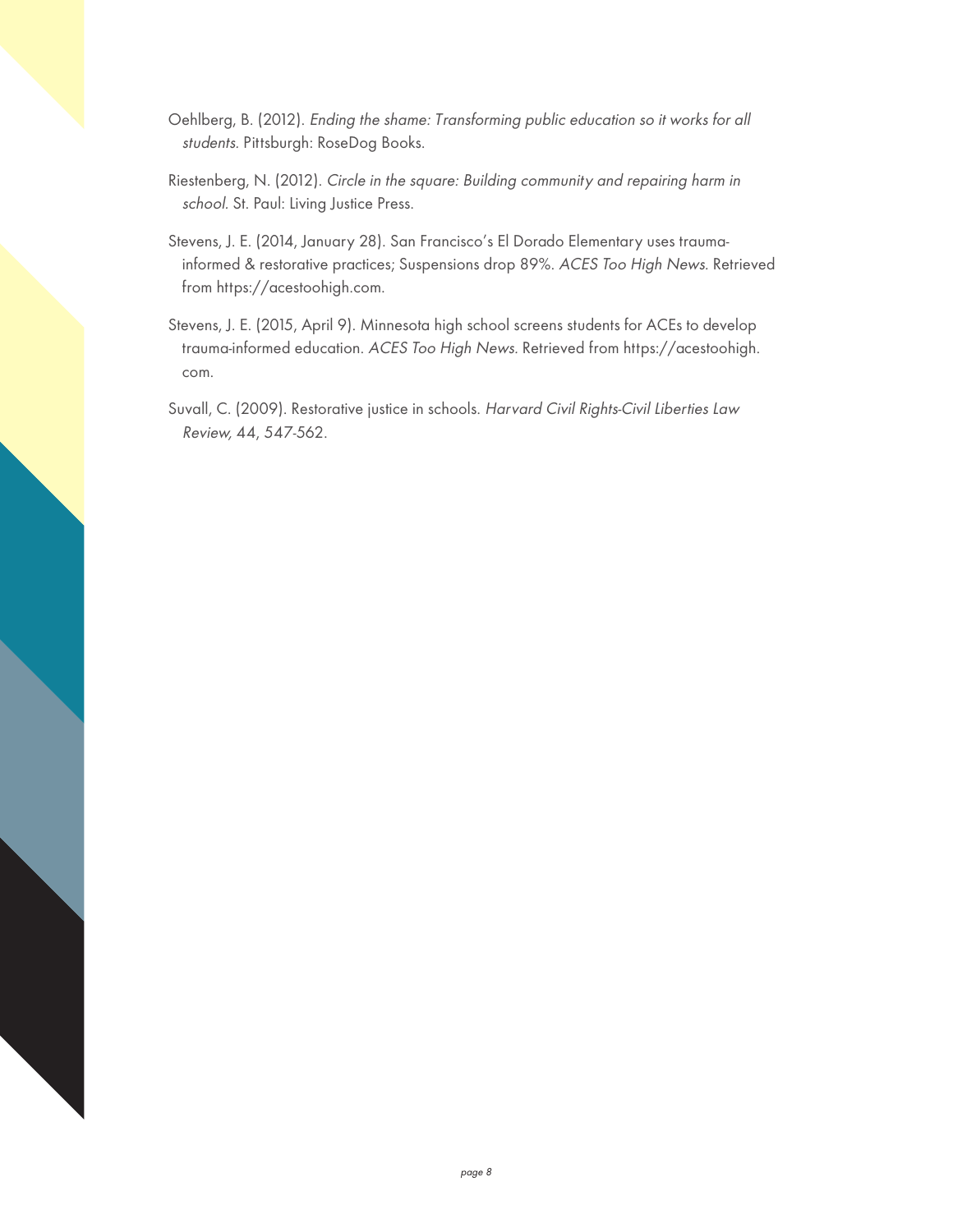Oehlberg, B. (2012). *Ending the shame: Transforming public education so it works for all students.* Pittsburgh: RoseDog Books.

Riestenberg, N. (2012). *Circle in the square: Building community and repairing harm in school.* St. Paul: Living Justice Press.

Stevens, J. E. (2014, January 28). San Francisco's El Dorado Elementary uses trauma-informed & restorative practices; Suspensions drop 89%. *ACES Too High News.* Retrieved from https://acestoohigh.com.

Stevens, J. E. (2015, April 9). Minnesota high school screens students for ACEs to develop trauma-informed education. *ACES Too High News.* Retrieved from https://acestoohigh.com.

Suvall, C. (2009). Restorative justice in schools. *Harvard Civil Rights-Civil Liberties Law Review, 44, 547-562.*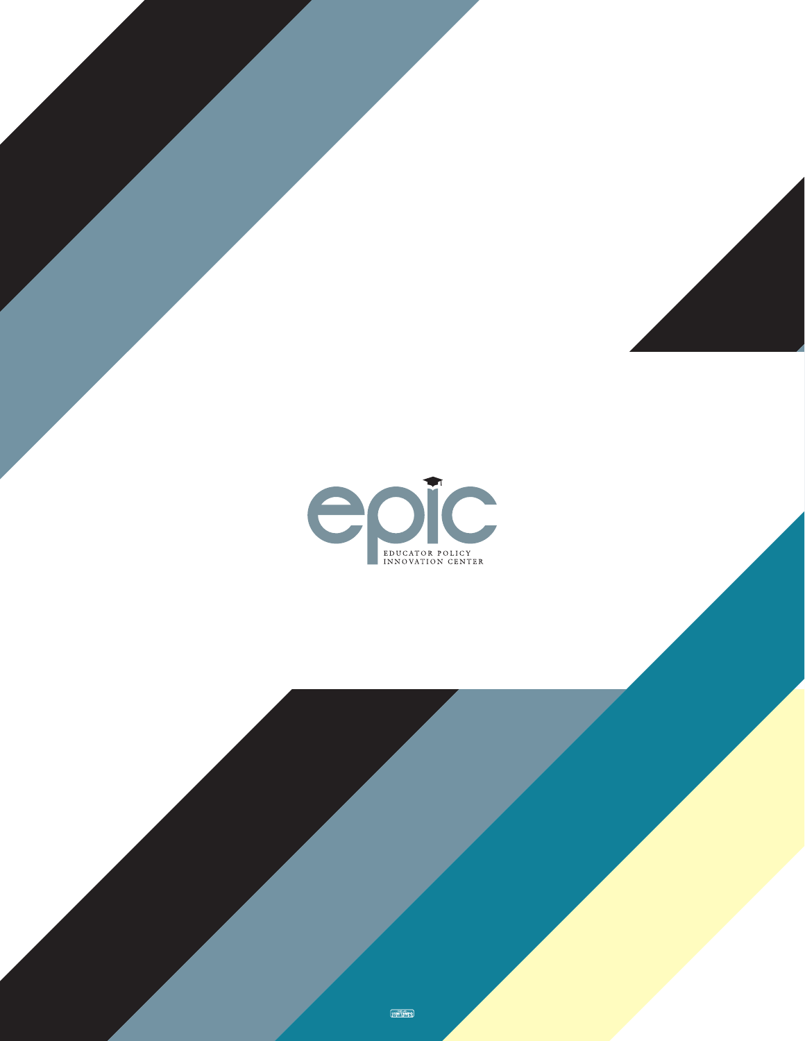EDUCATOR POLICY INNOVATION CENTER